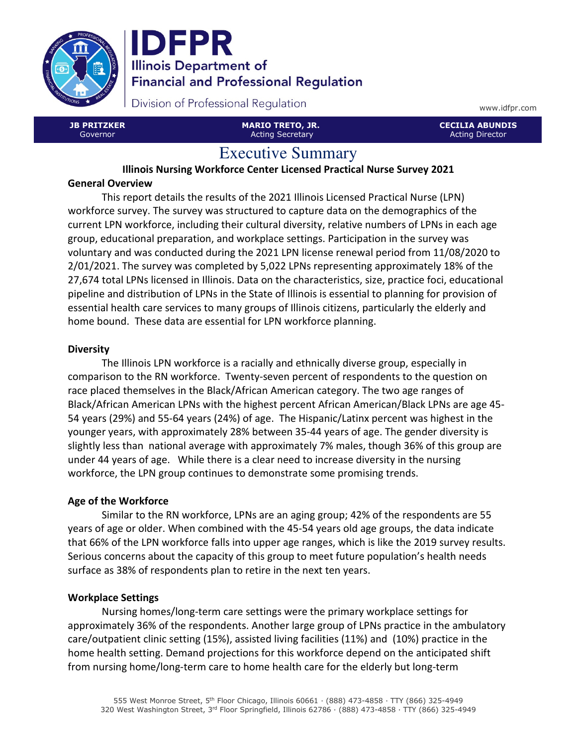# IDFPR

**Illinois Department of Financial and Professional Regulation**

Division of Professional Regulation

www.idfpr.com

| **JB PRITZKER** Governor | **MARIO TRETO, JR.** Acting Secretary | **CECILIA ABUNDIS** Acting Director |
|---|---|---|

# Executive Summary

**Illinois Nursing Workforce Center Licensed Practical Nurse Survey 2021**

## General Overview

This report details the results of the 2021 Illinois Licensed Practical Nurse (LPN) workforce survey. The survey was structured to capture data on the demographics of the current LPN workforce, including their cultural diversity, relative numbers of LPNs in each age group, educational preparation, and workplace settings. Participation in the survey was voluntary and was conducted during the 2021 LPN license renewal period from 11/08/2020 to 2/01/2021. The survey was completed by 5,022 LPNs representing approximately 18% of the 27,674 total LPNs licensed in Illinois. Data on the characteristics, size, practice foci, educational pipeline and distribution of LPNs in the State of Illinois is essential to planning for provision of essential health care services to many groups of Illinois citizens, particularly the elderly and home bound. These data are essential for LPN workforce planning.

## Diversity

The Illinois LPN workforce is a racially and ethnically diverse group, especially in comparison to the RN workforce. Twenty-seven percent of respondents to the question on race placed themselves in the Black/African American category. The two age ranges of Black/African American LPNs with the highest percent African American/Black LPNs are age 45-54 years (29%) and 55-64 years (24%) of age. The Hispanic/Latinx percent was highest in the younger years, with approximately 28% between 35-44 years of age. The gender diversity is slightly less than national average with approximately 7% males, though 36% of this group are under 44 years of age. While there is a clear need to increase diversity in the nursing workforce, the LPN group continues to demonstrate some promising trends.

## Age of the Workforce

Similar to the RN workforce, LPNs are an aging group; 42% of the respondents are 55 years of age or older. When combined with the 45-54 years old age groups, the data indicate that 66% of the LPN workforce falls into upper age ranges, which is like the 2019 survey results. Serious concerns about the capacity of this group to meet future population's health needs surface as 38% of respondents plan to retire in the next ten years.

## Workplace Settings

Nursing homes/long-term care settings were the primary workplace settings for approximately 36% of the respondents. Another large group of LPNs practice in the ambulatory care/outpatient clinic setting (15%), assisted living facilities (11%) and (10%) practice in the home health setting. Demand projections for this workforce depend on the anticipated shift from nursing home/long-term care to home health care for the elderly but long-term

555 West Monroe Street, 5th Floor Chicago, Illinois 60661 · (888) 473-4858 · TTY (866) 325-4949
320 West Washington Street, 3rd Floor Springfield, Illinois 62786 · (888) 473-4858 · TTY (866) 325-4949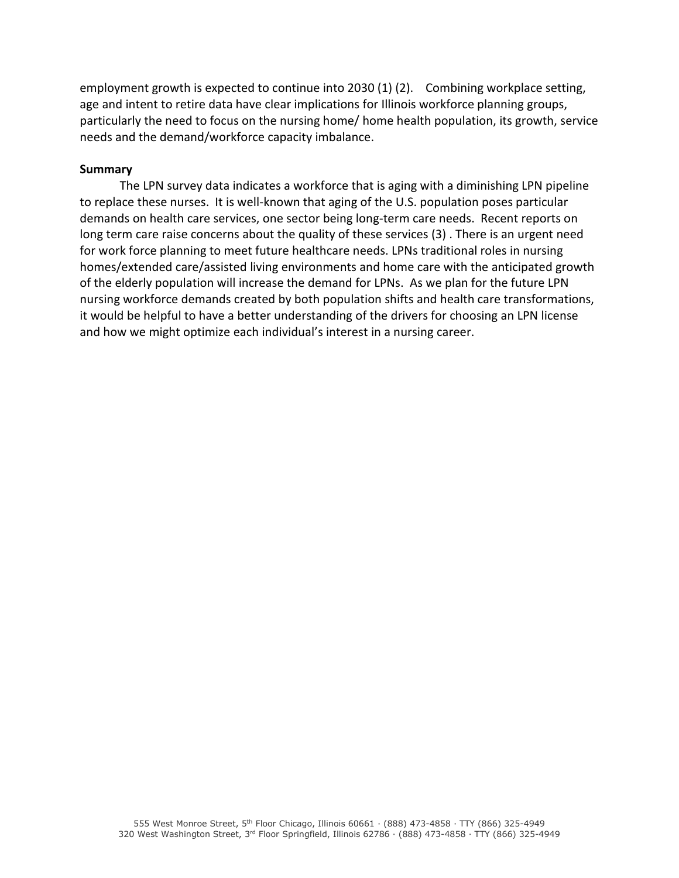employment growth is expected to continue into 2030 (1) (2). Combining workplace setting, age and intent to retire data have clear implications for Illinois workforce planning groups, particularly the need to focus on the nursing home/ home health population, its growth, service needs and the demand/workforce capacity imbalance.

**Summary**

The LPN survey data indicates a workforce that is aging with a diminishing LPN pipeline to replace these nurses. It is well-known that aging of the U.S. population poses particular demands on health care services, one sector being long-term care needs. Recent reports on long term care raise concerns about the quality of these services (3) . There is an urgent need for work force planning to meet future healthcare needs. LPNs traditional roles in nursing homes/extended care/assisted living environments and home care with the anticipated growth of the elderly population will increase the demand for LPNs. As we plan for the future LPN nursing workforce demands created by both population shifts and health care transformations, it would be helpful to have a better understanding of the drivers for choosing an LPN license and how we might optimize each individual's interest in a nursing career.